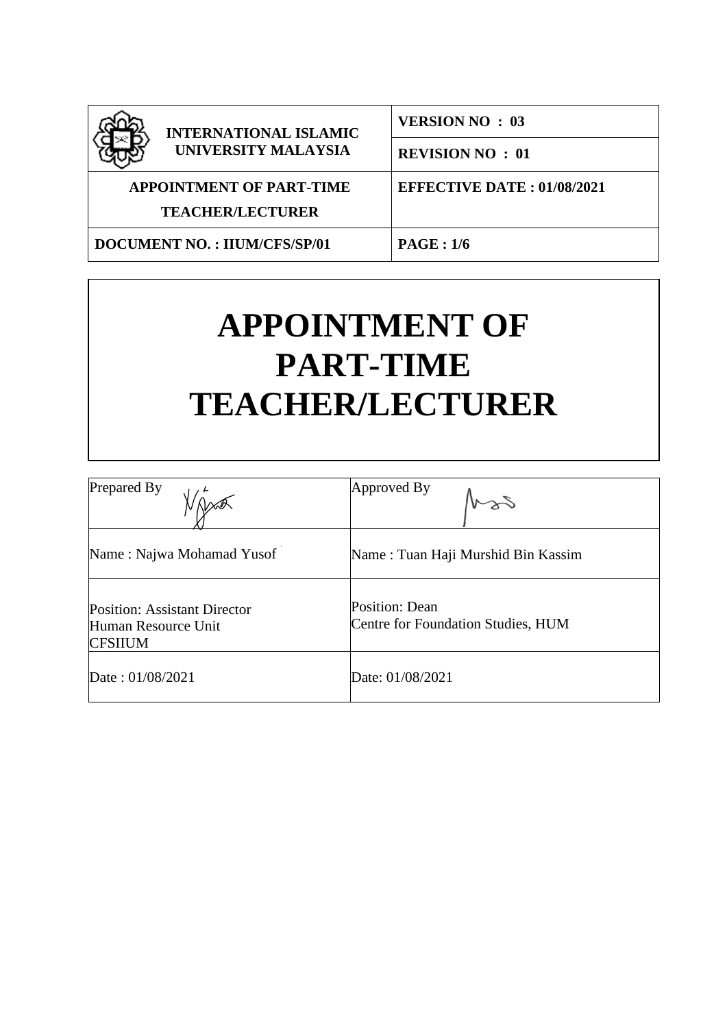| INTERNATIONAL ISLAMIC UNIVERSITY MALAYSIA | VERSION NO : 03 |
|---|---|
| | REVISION NO : 01 |
| APPOINTMENT OF PART-TIME TEACHER/LECTURER | EFFECTIVE DATE : 01/08/2021 |
| DOCUMENT NO. : IIUM/CFS/SP/01 | PAGE : 1/6 |

# APPOINTMENT OF PART-TIME TEACHER/LECTURER

| Prepared By | Approved By |
|---|---|
| Name : Najwa Mohamad Yusof | Name : Tuan Haji Murshid Bin Kassim |
| Position: Assistant Director Human Resource Unit CFSIIUM | Position: Dean Centre for Foundation Studies, HUM |
| Date : 01/08/2021 | Date: 01/08/2021 |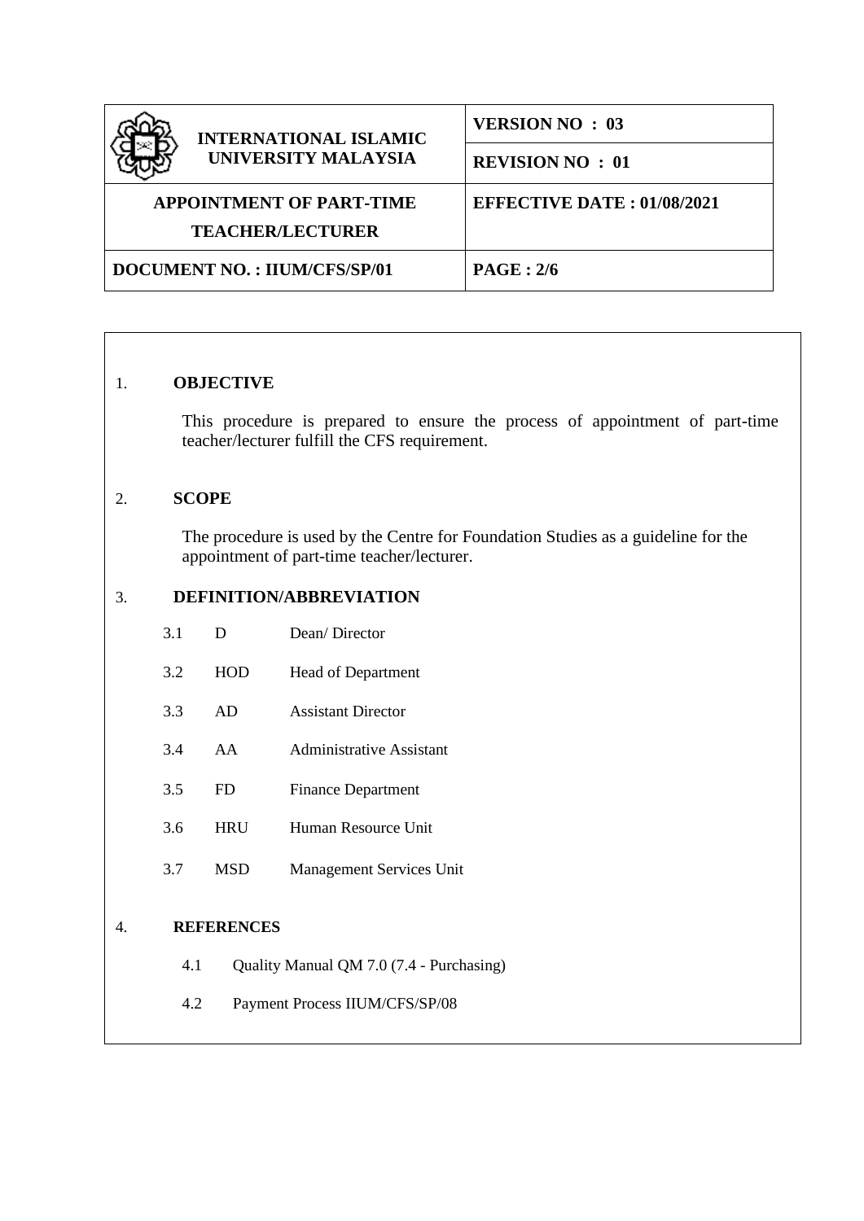| INTERNATIONAL ISLAMIC UNIVERSITY MALAYSIA | VERSION NO : 03 |
| --- | --- |
| | REVISION NO : 01 |
| APPOINTMENT OF PART-TIME TEACHER/LECTURER | EFFECTIVE DATE : 01/08/2021 |
| DOCUMENT NO. : IIUM/CFS/SP/01 | PAGE : 2/6 |

## 1. OBJECTIVE

This procedure is prepared to ensure the process of appointment of part-time teacher/lecturer fulfill the CFS requirement.

## 2. SCOPE

The procedure is used by the Centre for Foundation Studies as a guideline for the appointment of part-time teacher/lecturer.

## 3. DEFINITION/ABBREVIATION

| | | |
| --- | --- | --- |
| 3.1 | D | Dean/ Director |
| 3.2 | HOD | Head of Department |
| 3.3 | AD | Assistant Director |
| 3.4 | AA | Administrative Assistant |
| 3.5 | FD | Finance Department |
| 3.6 | HRU | Human Resource Unit |
| 3.7 | MSD | Management Services Unit |

## 4. REFERENCES

4.1 Quality Manual QM 7.0 (7.4 - Purchasing)

4.2 Payment Process IIUM/CFS/SP/08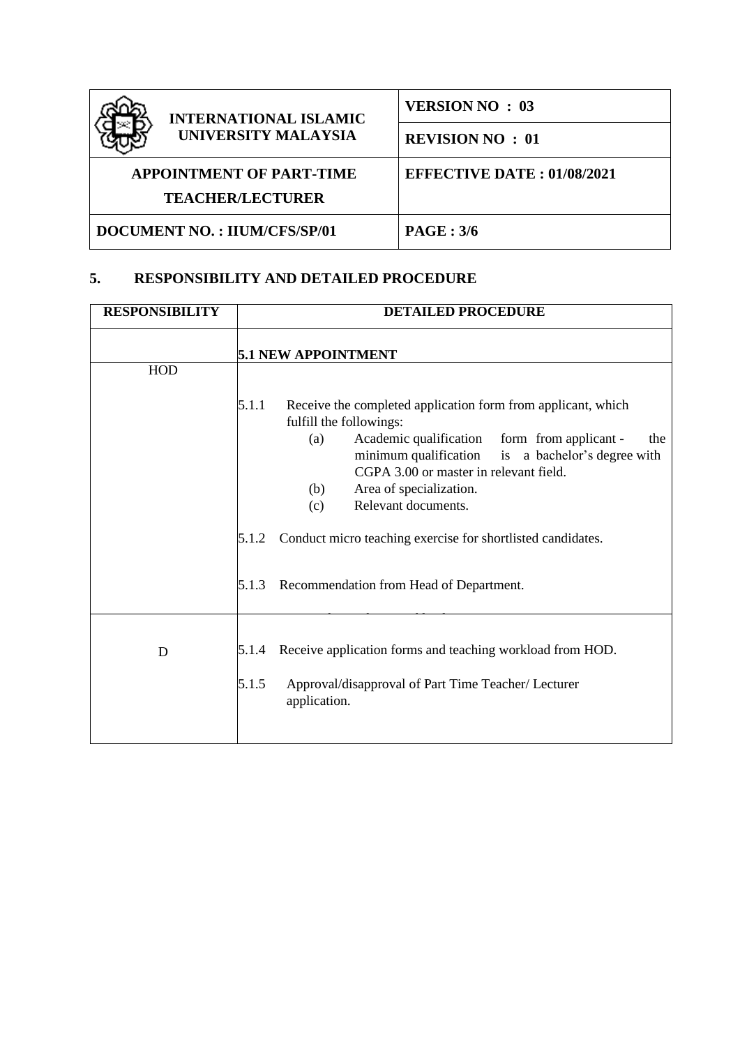| **INTERNATIONAL ISLAMIC UNIVERSITY MALAYSIA** | **VERSION NO : 03** |
|---|---|
| | **REVISION NO : 01** |
| **APPOINTMENT OF PART-TIME TEACHER/LECTURER** | **EFFECTIVE DATE : 01/08/2021** |
| **DOCUMENT NO. : IIUM/CFS/SP/01** | **PAGE : 3/6** |

## 5. RESPONSIBILITY AND DETAILED PROCEDURE

| RESPONSIBILITY | DETAILED PROCEDURE |
|---|---|
| | **5.1 NEW APPOINTMENT** |
| HOD | 5.1.1 Receive the completed application form from applicant, which fulfill the followings:<br>(a) Academic qualification form from applicant - the minimum qualification is a bachelor's degree with CGPA 3.00 or master in relevant field.<br>(b) Area of specialization.<br>(c) Relevant documents.<br><br>5.1.2 Conduct micro teaching exercise for shortlisted candidates.<br><br>5.1.3 Recommendation from Head of Department. |
| D | 5.1.4 Receive application forms and teaching workload from HOD.<br><br>5.1.5 Approval/disapproval of Part Time Teacher/ Lecturer application. |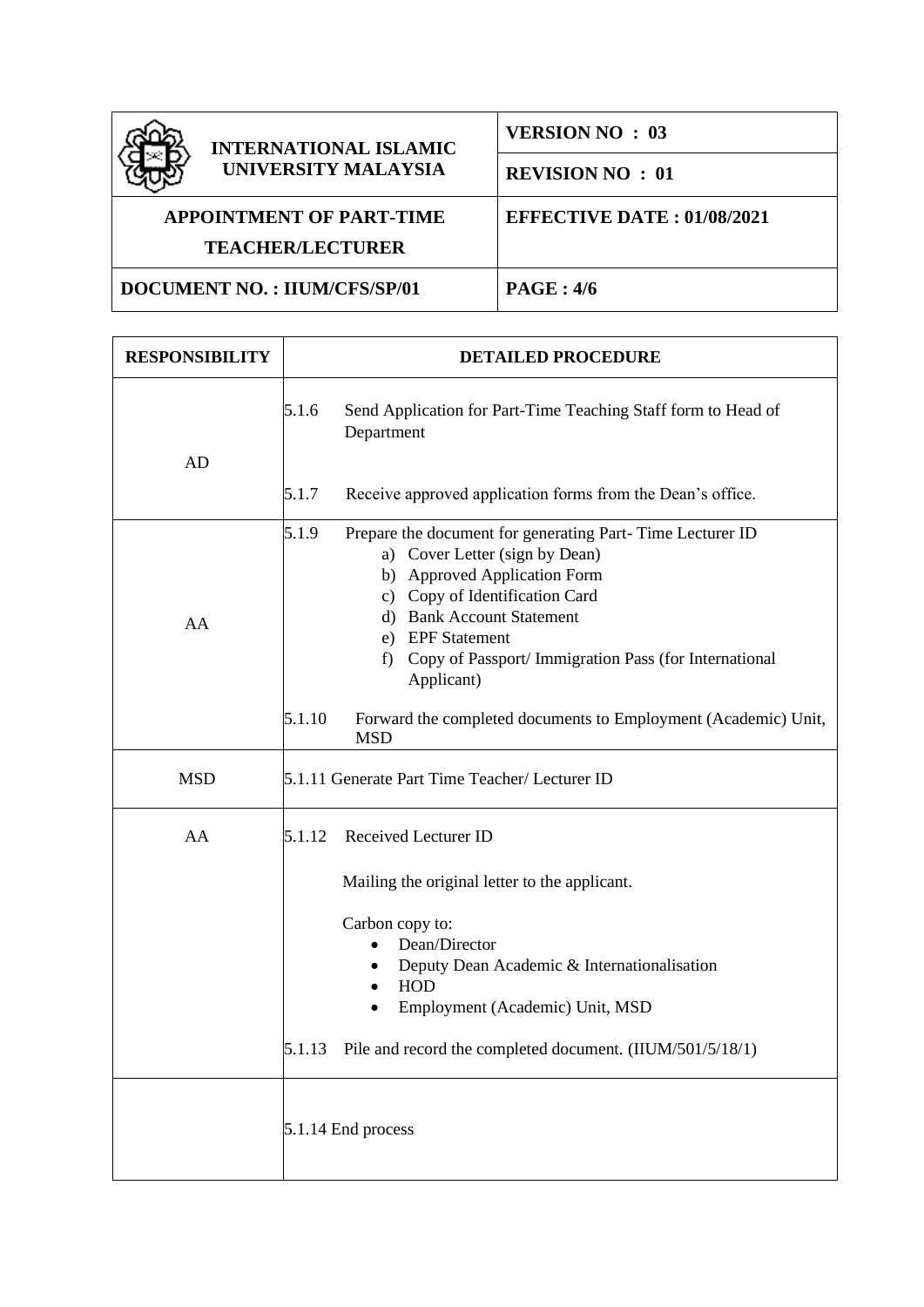| RESPONSIBILITY | DETAILED PROCEDURE |
|---|---|
| AD | 5.1.6 Send Application for Part-Time Teaching Staff form to Head of Department<br><br>5.1.7 Receive approved application forms from the Dean's office. |
| AA | 5.1.9 Prepare the document for generating Part- Time Lecturer ID<br>a) Cover Letter (sign by Dean)<br>b) Approved Application Form<br>c) Copy of Identification Card<br>d) Bank Account Statement<br>e) EPF Statement<br>f) Copy of Passport/ Immigration Pass (for International Applicant)<br><br>5.1.10 Forward the completed documents to Employment (Academic) Unit, MSD |
| MSD | 5.1.11 Generate Part Time Teacher/ Lecturer ID |
| AA | 5.1.12 Received Lecturer ID<br><br>Mailing the original letter to the applicant.<br><br>Carbon copy to:<br>• Dean/Director<br>• Deputy Dean Academic & Internationalisation<br>• HOD<br>• Employment (Academic) Unit, MSD<br><br>5.1.13 Pile and record the completed document. (IIUM/501/5/18/1) |
| | 5.1.14 End process |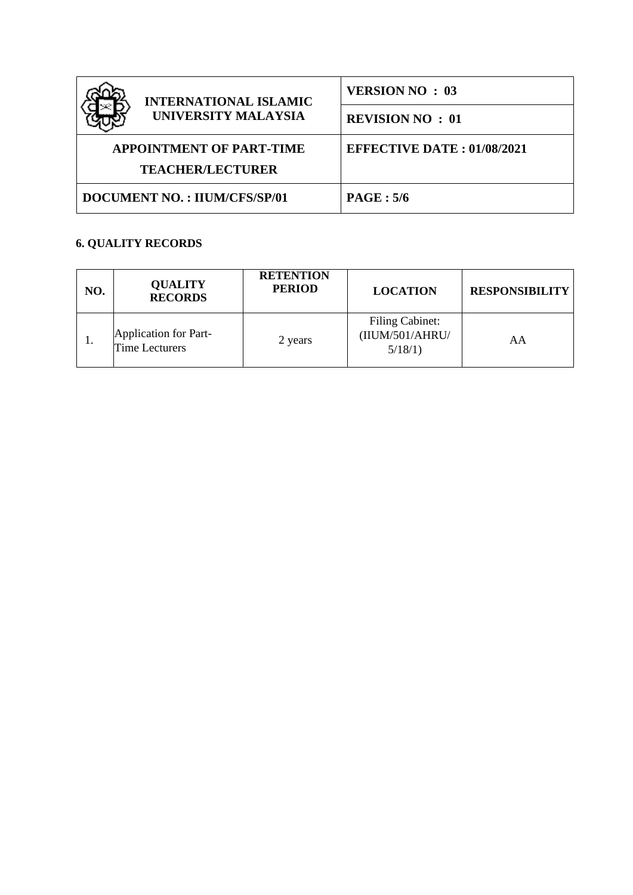## 6. QUALITY RECORDS

| NO. | QUALITY RECORDS | RETENTION PERIOD | LOCATION | RESPONSIBILITY |
|---|---|---|---|---|
| 1. | Application for Part-Time Lecturers | 2 years | Filing Cabinet: (IIUM/501/AHRU/ 5/18/1) | AA |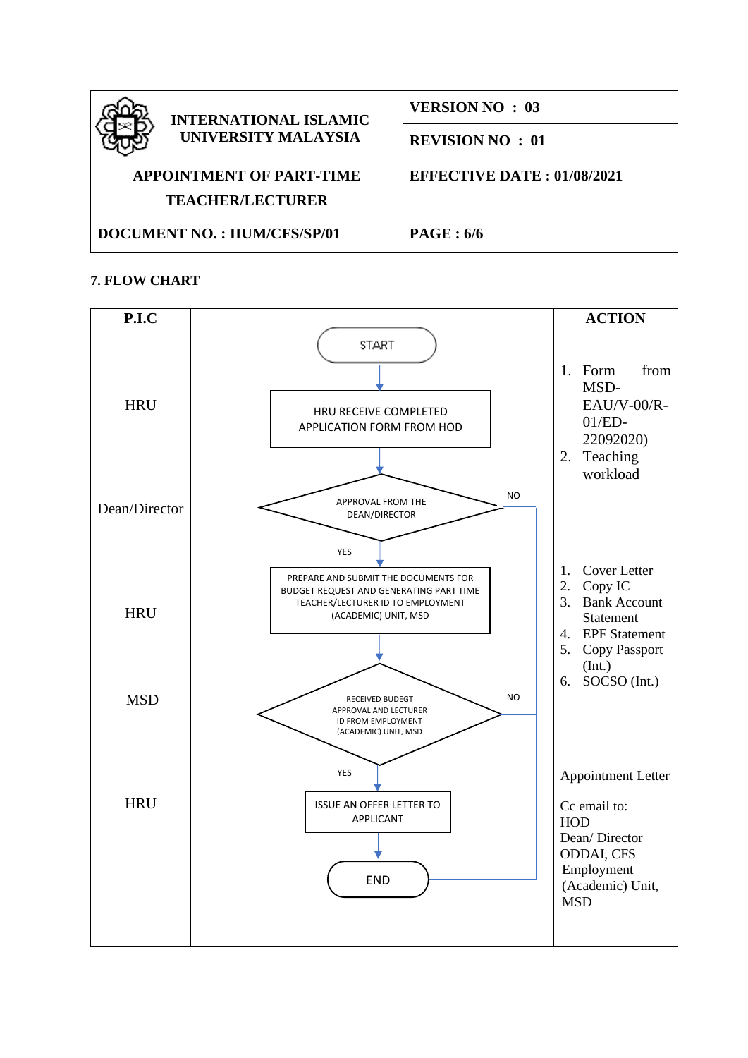| INTERNATIONAL ISLAMIC UNIVERSITY MALAYSIA | VERSION NO : 03 |
| --- | --- |
| | REVISION NO : 01 |
| APPOINTMENT OF PART-TIME TEACHER/LECTURER | EFFECTIVE DATE : 01/08/2021 |
| DOCUMENT NO. : IIUM/CFS/SP/01 | PAGE : 6/6 |

### 7. FLOW CHART

| P.I.C | | ACTION |
| --- | --- | --- |
| | START | |
| HRU | HRU RECEIVE COMPLETED APPLICATION FORM FROM HOD | 1. Form from MSD-EAU/V-00/R-01/ED-22092020)<br>2. Teaching workload |
| Dean/Director | APPROVAL FROM THE DEAN/DIRECTOR (YES → next step; NO → END) | |
| HRU | PREPARE AND SUBMIT THE DOCUMENTS FOR BUDGET REQUEST AND GENERATING PART TIME TEACHER/LECTURER ID TO EMPLOYMENT (ACADEMIC) UNIT, MSD | 1. Cover Letter<br>2. Copy IC<br>3. Bank Account Statement<br>4. EPF Statement<br>5. Copy Passport (Int.)<br>6. SOCSO (Int.) |
| MSD | RECEIVED BUDEGT APPROVAL AND LECTURER ID FROM EMPLOYMENT (ACADEMIC) UNIT, MSD (YES → next step; NO → END) | |
| HRU | ISSUE AN OFFER LETTER TO APPLICANT | Appointment Letter<br><br>Cc email to:<br>HOD<br>Dean/ Director<br>ODDAI, CFS<br>Employment (Academic) Unit, MSD |
| | END | |